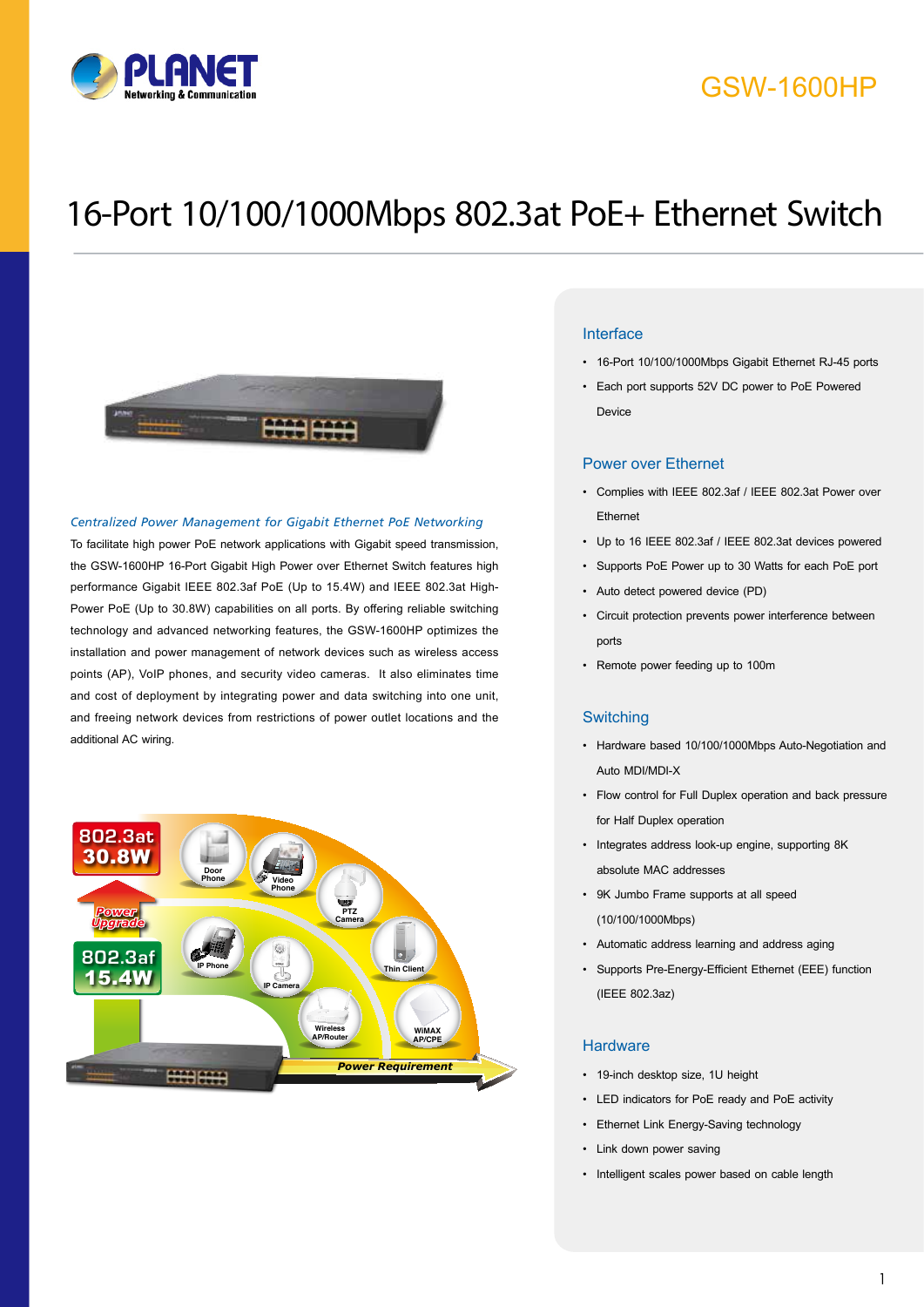GSW-1600HP

# 16-Port 10/100/1000Mbps 802.3at PoE+ Ethernet Switch

*Centralized Power Management for Gigabit Ethernet PoE Networking*

To facilitate high power PoE network applications with Gigabit speed transmission, the GSW-1600HP 16-Port Gigabit High Power over Ethernet Switch features high performance Gigabit IEEE 802.3af PoE (Up to 15.4W) and IEEE 802.3at High-Power PoE (Up to 30.8W) capabilities on all ports. By offering reliable switching technology and advanced networking features, the GSW-1600HP optimizes the installation and power management of network devices such as wireless access points (AP), VoIP phones, and security video cameras. It also eliminates time and cost of deployment by integrating power and data switching into one unit, and freeing network devices from restrictions of power outlet locations and the additional AC wiring.

## Interface

- 16-Port 10/100/1000Mbps Gigabit Ethernet RJ-45 ports
- Each port supports 52V DC power to PoE Powered Device

## Power over Ethernet

- Complies with IEEE 802.3af / IEEE 802.3at Power over Ethernet
- Up to 16 IEEE 802.3af / IEEE 802.3at devices powered
- Supports PoE Power up to 30 Watts for each PoE port
- Auto detect powered device (PD)
- Circuit protection prevents power interference between ports
- Remote power feeding up to 100m

## Switching

- Hardware based 10/100/1000Mbps Auto-Negotiation and Auto MDI/MDI-X
- Flow control for Full Duplex operation and back pressure for Half Duplex operation
- Integrates address look-up engine, supporting 8K absolute MAC addresses
- 9K Jumbo Frame supports at all speed (10/100/1000Mbps)
- Automatic address learning and address aging
- Supports Pre-Energy-Efficient Ethernet (EEE) function (IEEE 802.3az)

## Hardware

- 19-inch desktop size, 1U height
- LED indicators for PoE ready and PoE activity
- Ethernet Link Energy-Saving technology
- Link down power saving
- Intelligent scales power based on cable length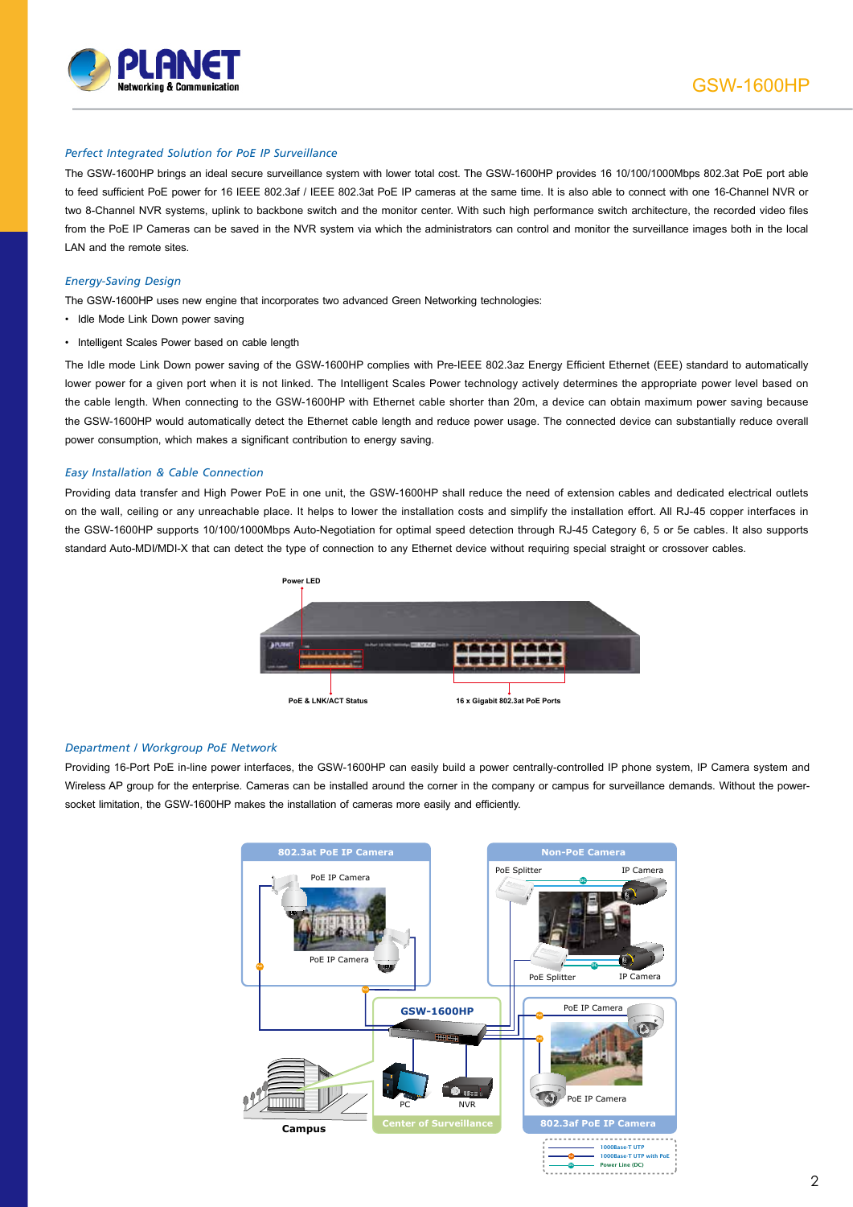## Perfect Integrated Solution for PoE IP Surveillance

The GSW-1600HP brings an ideal secure surveillance system with lower total cost. The GSW-1600HP provides 16 10/100/1000Mbps 802.3at PoE port able to feed sufficient PoE power for 16 IEEE 802.3af / IEEE 802.3at PoE IP cameras at the same time. It is also able to connect with one 16-Channel NVR or two 8-Channel NVR systems, uplink to backbone switch and the monitor center. With such high performance switch architecture, the recorded video files from the PoE IP Cameras can be saved in the NVR system via which the administrators can control and monitor the surveillance images both in the local LAN and the remote sites.

## Energy-Saving Design

The GSW-1600HP uses new engine that incorporates two advanced Green Networking technologies:

- Idle Mode Link Down power saving
- Intelligent Scales Power based on cable length

The Idle mode Link Down power saving of the GSW-1600HP complies with Pre-IEEE 802.3az Energy Efficient Ethernet (EEE) standard to automatically lower power for a given port when it is not linked. The Intelligent Scales Power technology actively determines the appropriate power level based on the cable length. When connecting to the GSW-1600HP with Ethernet cable shorter than 20m, a device can obtain maximum power saving because the GSW-1600HP would automatically detect the Ethernet cable length and reduce power usage. The connected device can substantially reduce overall power consumption, which makes a significant contribution to energy saving.

## Easy Installation & Cable Connection

Providing data transfer and High Power PoE in one unit, the GSW-1600HP shall reduce the need of extension cables and dedicated electrical outlets on the wall, ceiling or any unreachable place. It helps to lower the installation costs and simplify the installation effort. All RJ-45 copper interfaces in the GSW-1600HP supports 10/100/1000Mbps Auto-Negotiation for optimal speed detection through RJ-45 Category 6, 5 or 5e cables. It also supports standard Auto-MDI/MDI-X that can detect the type of connection to any Ethernet device without requiring special straight or crossover cables.

Power LED

PoE & LNK/ACT Status

16 x Gigabit 802.3at PoE Ports

## Department / Workgroup PoE Network

Providing 16-Port PoE in-line power interfaces, the GSW-1600HP can easily build a power centrally-controlled IP phone system, IP Camera system and Wireless AP group for the enterprise. Cameras can be installed around the corner in the company or campus for surveillance demands. Without the power-socket limitation, the GSW-1600HP makes the installation of cameras more easily and efficiently.

802.3at PoE IP Camera — PoE IP Camera, PoE IP Camera

Non-PoE Camera — PoE Splitter, IP Camera, PoE Splitter, IP Camera

GSW-1600HP — PC, NVR — Center of Surveillance

802.3af PoE IP Camera — PoE IP Camera, PoE IP Camera

Campus

1000Base-T UTP
1000Base-T UTP with PoE
Power Line (DC)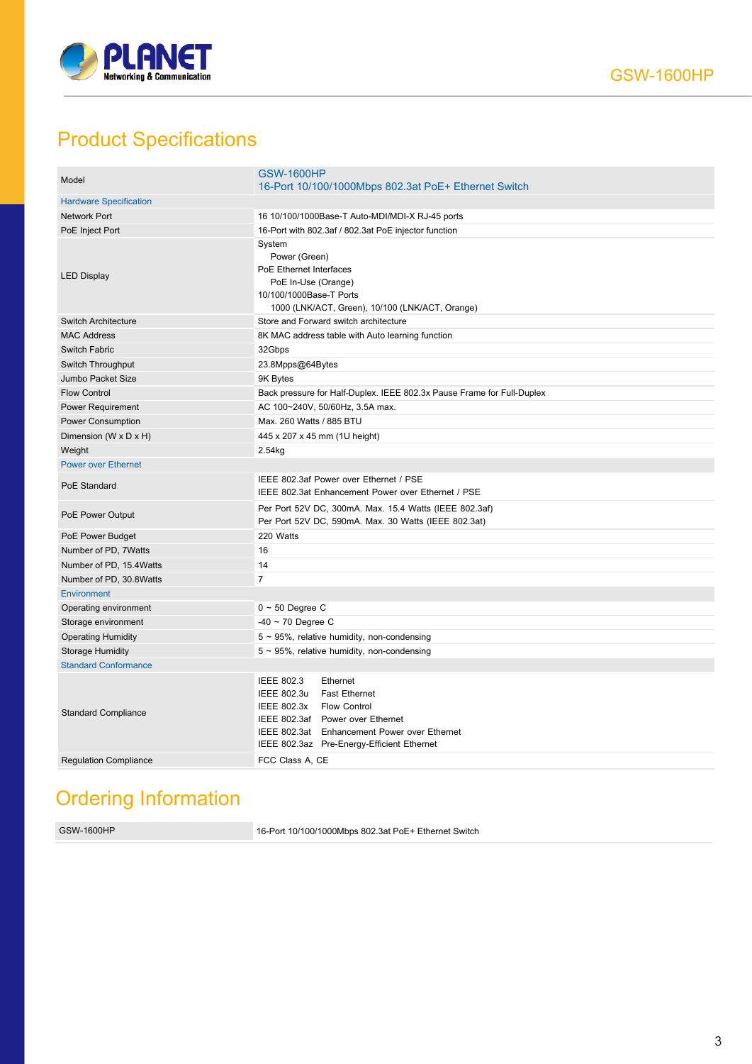# Product Specifications

| Model | GSW-1600HP<br>16-Port 10/100/1000Mbps 802.3at PoE+ Ethernet Switch |
|---|---|
| **Hardware Specification** | |
| Network Port | 16 10/100/1000Base-T Auto-MDI/MDI-X RJ-45 ports |
| PoE Inject Port | 16-Port with 802.3af / 802.3at PoE injector function |
| LED Display | System<br>Power (Green)<br>PoE Ethernet Interfaces<br>PoE In-Use (Orange)<br>10/100/1000Base-T Ports<br>1000 (LNK/ACT, Green), 10/100 (LNK/ACT, Orange) |
| Switch Architecture | Store and Forward switch architecture |
| MAC Address | 8K MAC address table with Auto learning function |
| Switch Fabric | 32Gbps |
| Switch Throughput | 23.8Mpps@64Bytes |
| Jumbo Packet Size | 9K Bytes |
| Flow Control | Back pressure for Half-Duplex. IEEE 802.3x Pause Frame for Full-Duplex |
| Power Requirement | AC 100~240V, 50/60Hz, 3.5A max. |
| Power Consumption | Max. 260 Watts / 885 BTU |
| Dimension (W x D x H) | 445 x 207 x 45 mm (1U height) |
| Weight | 2.54kg |
| **Power over Ethernet** | |
| PoE Standard | IEEE 802.3af Power over Ethernet / PSE<br>IEEE 802.3at Enhancement Power over Ethernet / PSE |
| PoE Power Output | Per Port 52V DC, 300mA. Max. 15.4 Watts (IEEE 802.3af)<br>Per Port 52V DC, 590mA. Max. 30 Watts (IEEE 802.3at) |
| PoE Power Budget | 220 Watts |
| Number of PD, 7Watts | 16 |
| Number of PD, 15.4Watts | 14 |
| Number of PD, 30.8Watts | 7 |
| **Environment** | |
| Operating environment | 0 ~ 50 Degree C |
| Storage environment | -40 ~ 70 Degree C |
| Operating Humidity | 5 ~ 95%, relative humidity, non-condensing |
| Storage Humidity | 5 ~ 95%, relative humidity, non-condensing |
| **Standard Conformance** | |
| Standard Compliance | IEEE 802.3 Ethernet<br>IEEE 802.3u Fast Ethernet<br>IEEE 802.3x Flow Control<br>IEEE 802.3af Power over Ethernet<br>IEEE 802.3at Enhancement Power over Ethernet<br>IEEE 802.3az Pre-Energy-Efficient Ethernet |
| Regulation Compliance | FCC Class A, CE |

# Ordering Information

| GSW-1600HP | 16-Port 10/100/1000Mbps 802.3at PoE+ Ethernet Switch |
|---|---|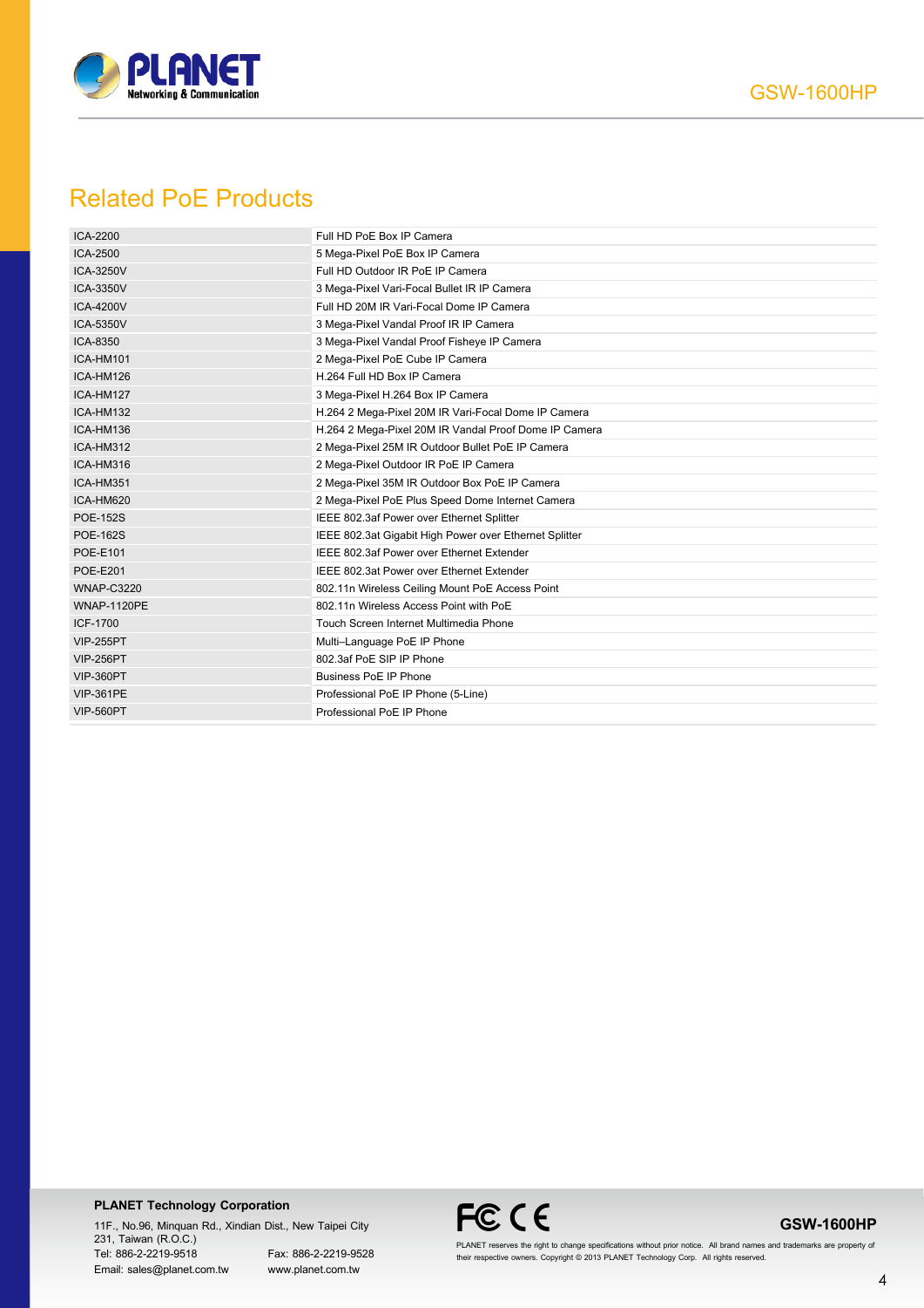## Related PoE Products

| | |
|---|---|
| ICA-2200 | Full HD PoE Box IP Camera |
| ICA-2500 | 5 Mega-Pixel PoE Box IP Camera |
| ICA-3250V | Full HD Outdoor IR PoE IP Camera |
| ICA-3350V | 3 Mega-Pixel Vari-Focal Bullet IR IP Camera |
| ICA-4200V | Full HD 20M IR Vari-Focal Dome IP Camera |
| ICA-5350V | 3 Mega-Pixel Vandal Proof IR IP Camera |
| ICA-8350 | 3 Mega-Pixel Vandal Proof Fisheye IP Camera |
| ICA-HM101 | 2 Mega-Pixel PoE Cube IP Camera |
| ICA-HM126 | H.264 Full HD Box IP Camera |
| ICA-HM127 | 3 Mega-Pixel H.264 Box IP Camera |
| ICA-HM132 | H.264 2 Mega-Pixel 20M IR Vari-Focal Dome IP Camera |
| ICA-HM136 | H.264 2 Mega-Pixel 20M IR Vandal Proof Dome IP Camera |
| ICA-HM312 | 2 Mega-Pixel 25M IR Outdoor Bullet PoE IP Camera |
| ICA-HM316 | 2 Mega-Pixel Outdoor IR PoE IP Camera |
| ICA-HM351 | 2 Mega-Pixel 35M IR Outdoor Box PoE IP Camera |
| ICA-HM620 | 2 Mega-Pixel PoE Plus Speed Dome Internet Camera |
| POE-152S | IEEE 802.3af Power over Ethernet Splitter |
| POE-162S | IEEE 802.3at Gigabit High Power over Ethernet Splitter |
| POE-E101 | IEEE 802.3af Power over Ethernet Extender |
| POE-E201 | IEEE 802.3at Power over Ethernet Extender |
| WNAP-C3220 | 802.11n Wireless Ceiling Mount PoE Access Point |
| WNAP-1120PE | 802.11n Wireless Access Point with PoE |
| ICF-1700 | Touch Screen Internet Multimedia Phone |
| VIP-255PT | Multi–Language PoE IP Phone |
| VIP-256PT | 802.3af PoE SIP IP Phone |
| VIP-360PT | Business PoE IP Phone |
| VIP-361PE | Professional PoE IP Phone (5-Line) |
| VIP-560PT | Professional PoE IP Phone |

**PLANET Technology Corporation**

11F., No.96, Minquan Rd., Xindian Dist., New Taipei City 231, Taiwan (R.O.C.)
Tel: 886-2-2219-9518 Fax: 886-2-2219-9528
Email: sales@planet.com.tw www.planet.com.tw

PLANET reserves the right to change specifications without prior notice. All brand names and trademarks are property of their respective owners. Copyright © 2013 PLANET Technology Corp. All rights reserved.